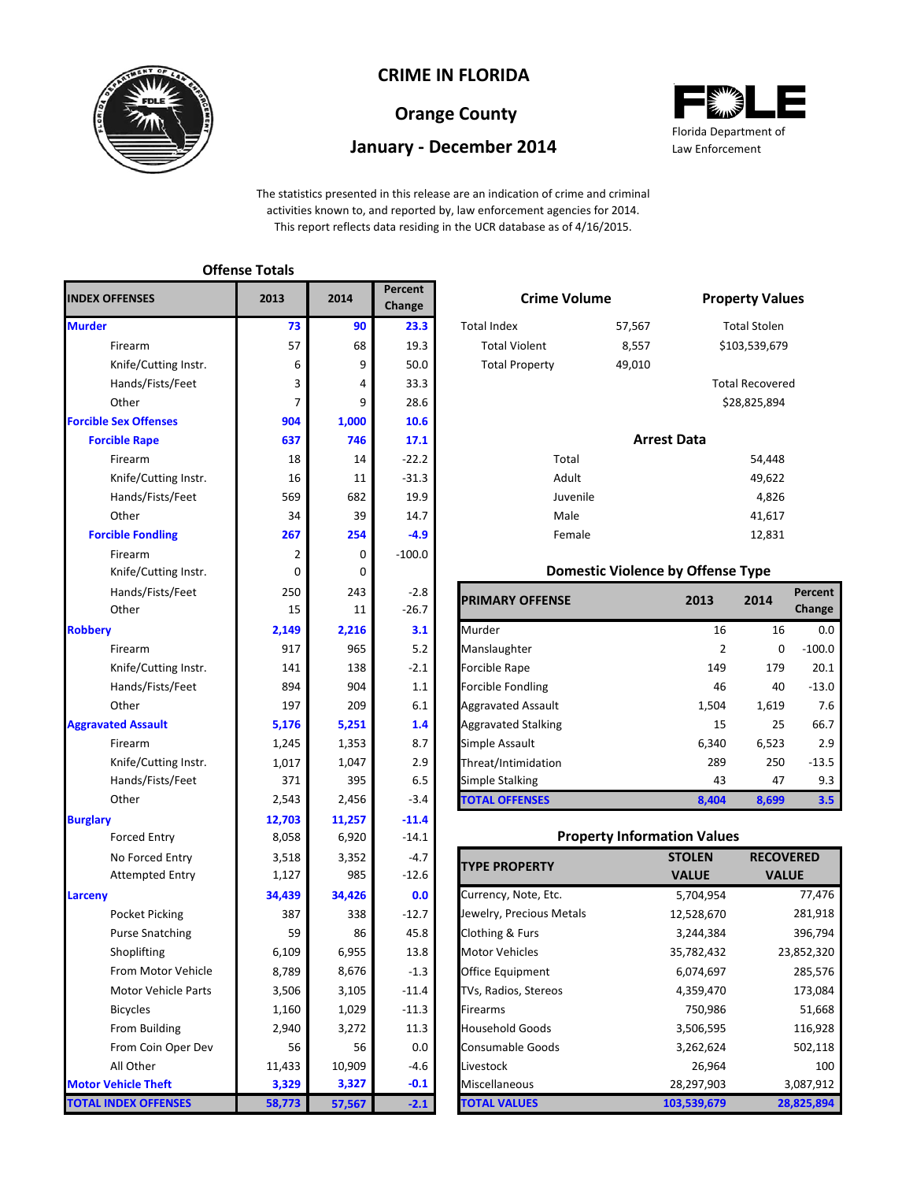# CRIME IN FLORIDA

## Orange County

## January - December 2014

Florida Department of Law Enforcement

The statistics presented in this release are an indication of crime and criminal activities known to, and reported by, law enforcement agencies for 2014. This report reflects data residing in the UCR database as of 4/16/2015.

### Offense Totals

| INDEX OFFENSES | 2013 | 2014 | Percent Change |
|---|---|---|---|
| **Murder** | **73** | **90** | **23.3** |
| Firearm | 57 | 68 | 19.3 |
| Knife/Cutting Instr. | 6 | 9 | 50.0 |
| Hands/Fists/Feet | 3 | 4 | 33.3 |
| Other | 7 | 9 | 28.6 |
| **Forcible Sex Offenses** | **904** | **1,000** | **10.6** |
| **Forcible Rape** | **637** | **746** | **17.1** |
| Firearm | 18 | 14 | -22.2 |
| Knife/Cutting Instr. | 16 | 11 | -31.3 |
| Hands/Fists/Feet | 569 | 682 | 19.9 |
| Other | 34 | 39 | 14.7 |
| **Forcible Fondling** | **267** | **254** | **-4.9** |
| Firearm | 2 | 0 | -100.0 |
| Knife/Cutting Instr. | 0 | 0 | |
| Hands/Fists/Feet | 250 | 243 | -2.8 |
| Other | 15 | 11 | -26.7 |
| **Robbery** | **2,149** | **2,216** | **3.1** |
| Firearm | 917 | 965 | 5.2 |
| Knife/Cutting Instr. | 141 | 138 | -2.1 |
| Hands/Fists/Feet | 894 | 904 | 1.1 |
| Other | 197 | 209 | 6.1 |
| **Aggravated Assault** | **5,176** | **5,251** | **1.4** |
| Firearm | 1,245 | 1,353 | 8.7 |
| Knife/Cutting Instr. | 1,017 | 1,047 | 2.9 |
| Hands/Fists/Feet | 371 | 395 | 6.5 |
| Other | 2,543 | 2,456 | -3.4 |
| **Burglary** | **12,703** | **11,257** | **-11.4** |
| Forced Entry | 8,058 | 6,920 | -14.1 |
| No Forced Entry | 3,518 | 3,352 | -4.7 |
| Attempted Entry | 1,127 | 985 | -12.6 |
| **Larceny** | **34,439** | **34,426** | **0.0** |
| Pocket Picking | 387 | 338 | -12.7 |
| Purse Snatching | 59 | 86 | 45.8 |
| Shoplifting | 6,109 | 6,955 | 13.8 |
| From Motor Vehicle | 8,789 | 8,676 | -1.3 |
| Motor Vehicle Parts | 3,506 | 3,105 | -11.4 |
| Bicycles | 1,160 | 1,029 | -11.3 |
| From Building | 2,940 | 3,272 | 11.3 |
| From Coin Oper Dev | 56 | 56 | 0.0 |
| All Other | 11,433 | 10,909 | -4.6 |
| **Motor Vehicle Theft** | **3,329** | **3,327** | **-0.1** |
| **TOTAL INDEX OFFENSES** | **58,773** | **57,567** | **-2.1** |

### Crime Volume

| | |
|---|---|
| Total Index | 57,567 |
| Total Violent | 8,557 |
| Total Property | 49,010 |

### Property Values

| | |
|---|---|
| Total Stolen | $103,539,679 |
| Total Recovered | $28,825,894 |

### Arrest Data

| | |
|---|---|
| Total | 54,448 |
| Adult | 49,622 |
| Juvenile | 4,826 |
| Male | 41,617 |
| Female | 12,831 |

### Domestic Violence by Offense Type

| PRIMARY OFFENSE | 2013 | 2014 | Percent Change |
|---|---|---|---|
| Murder | 16 | 16 | 0.0 |
| Manslaughter | 2 | 0 | -100.0 |
| Forcible Rape | 149 | 179 | 20.1 |
| Forcible Fondling | 46 | 40 | -13.0 |
| Aggravated Assault | 1,504 | 1,619 | 7.6 |
| Aggravated Stalking | 15 | 25 | 66.7 |
| Simple Assault | 6,340 | 6,523 | 2.9 |
| Threat/Intimidation | 289 | 250 | -13.5 |
| Simple Stalking | 43 | 47 | 9.3 |
| **TOTAL OFFENSES** | **8,404** | **8,699** | **3.5** |

### Property Information Values

| TYPE PROPERTY | STOLEN VALUE | RECOVERED VALUE |
|---|---|---|
| Currency, Note, Etc. | 5,704,954 | 77,476 |
| Jewelry, Precious Metals | 12,528,670 | 281,918 |
| Clothing & Furs | 3,244,384 | 396,794 |
| Motor Vehicles | 35,782,432 | 23,852,320 |
| Office Equipment | 6,074,697 | 285,576 |
| TVs, Radios, Stereos | 4,359,470 | 173,084 |
| Firearms | 750,986 | 51,668 |
| Household Goods | 3,506,595 | 116,928 |
| Consumable Goods | 3,262,624 | 502,118 |
| Livestock | 26,964 | 100 |
| Miscellaneous | 28,297,903 | 3,087,912 |
| **TOTAL VALUES** | **103,539,679** | **28,825,894** |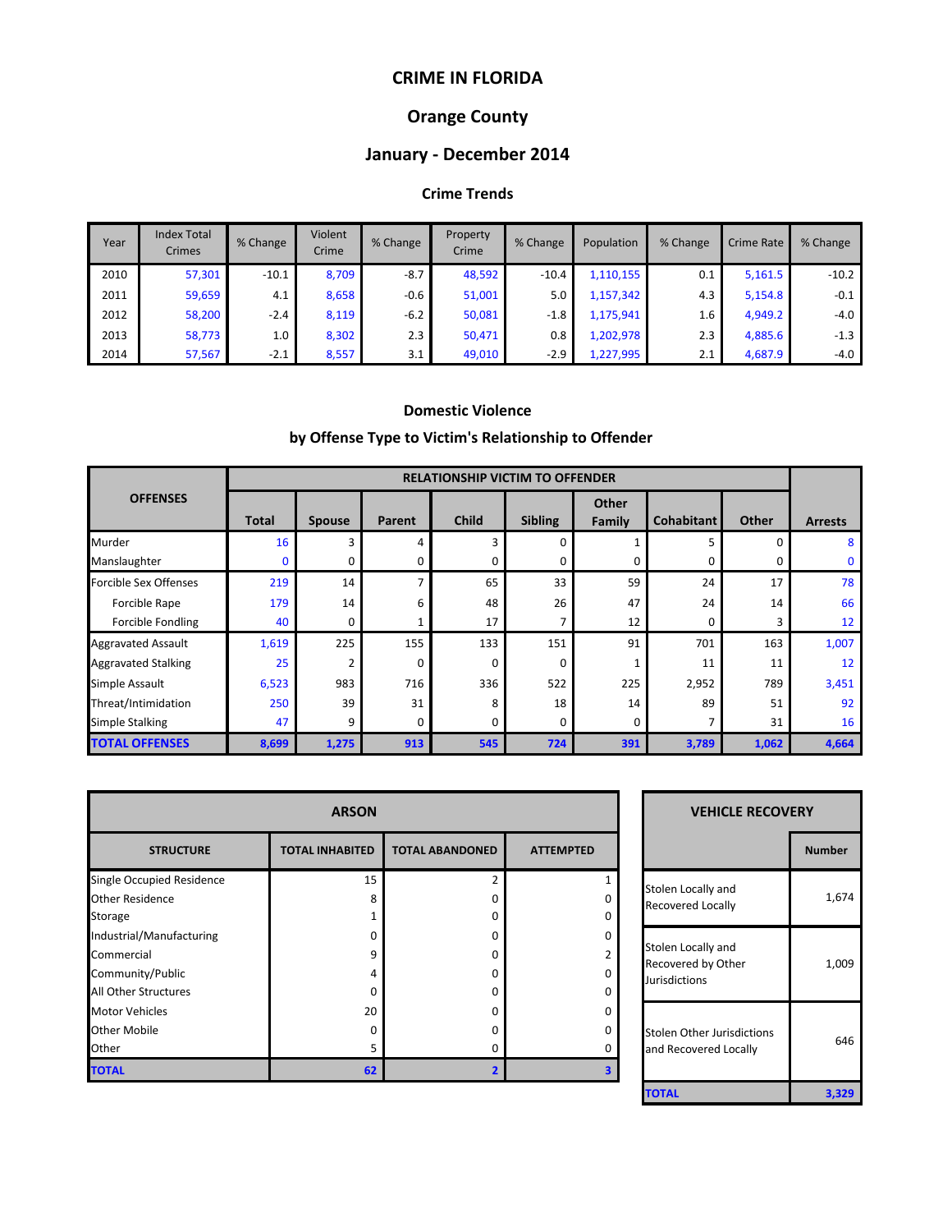# CRIME IN FLORIDA

## Orange County

## January - December 2014

### Crime Trends

| Year | Index Total Crimes | % Change | Violent Crime | % Change | Property Crime | % Change | Population | % Change | Crime Rate | % Change |
|---|---|---|---|---|---|---|---|---|---|---|
| 2010 | 57,301 | -10.1 | 8,709 | -8.7 | 48,592 | -10.4 | 1,110,155 | 0.1 | 5,161.5 | -10.2 |
| 2011 | 59,659 | 4.1 | 8,658 | -0.6 | 51,001 | 5.0 | 1,157,342 | 4.3 | 5,154.8 | -0.1 |
| 2012 | 58,200 | -2.4 | 8,119 | -6.2 | 50,081 | -1.8 | 1,175,941 | 1.6 | 4,949.2 | -4.0 |
| 2013 | 58,773 | 1.0 | 8,302 | 2.3 | 50,471 | 0.8 | 1,202,978 | 2.3 | 4,885.6 | -1.3 |
| 2014 | 57,567 | -2.1 | 8,557 | 3.1 | 49,010 | -2.9 | 1,227,995 | 2.1 | 4,687.9 | -4.0 |

### Domestic Violence

### by Offense Type to Victim's Relationship to Offender

| OFFENSES | RELATIONSHIP VICTIM TO OFFENDER | | | | | | | | |
|---|---|---|---|---|---|---|---|---|---|
| | Total | Spouse | Parent | Child | Sibling | Other Family | Cohabitant | Other | Arrests |
| Murder | 16 | 3 | 4 | 3 | 0 | 1 | 5 | 0 | 8 |
| Manslaughter | 0 | 0 | 0 | 0 | 0 | 0 | 0 | 0 | 0 |
| Forcible Sex Offenses | 219 | 14 | 7 | 65 | 33 | 59 | 24 | 17 | 78 |
| Forcible Rape | 179 | 14 | 6 | 48 | 26 | 47 | 24 | 14 | 66 |
| Forcible Fondling | 40 | 0 | 1 | 17 | 7 | 12 | 0 | 3 | 12 |
| Aggravated Assault | 1,619 | 225 | 155 | 133 | 151 | 91 | 701 | 163 | 1,007 |
| Aggravated Stalking | 25 | 2 | 0 | 0 | 0 | 1 | 11 | 11 | 12 |
| Simple Assault | 6,523 | 983 | 716 | 336 | 522 | 225 | 2,952 | 789 | 3,451 |
| Threat/Intimidation | 250 | 39 | 31 | 8 | 18 | 14 | 89 | 51 | 92 |
| Simple Stalking | 47 | 9 | 0 | 0 | 0 | 0 | 7 | 31 | 16 |
| **TOTAL OFFENSES** | **8,699** | **1,275** | **913** | **545** | **724** | **391** | **3,789** | **1,062** | **4,664** |

| ARSON | | | |
|---|---|---|---|
| STRUCTURE | TOTAL INHABITED | TOTAL ABANDONED | ATTEMPTED |
| Single Occupied Residence | 15 | 2 | 1 |
| Other Residence | 8 | 0 | 0 |
| Storage | 1 | 0 | 0 |
| Industrial/Manufacturing | 0 | 0 | 0 |
| Commercial | 9 | 0 | 2 |
| Community/Public | 4 | 0 | 0 |
| All Other Structures | 0 | 0 | 0 |
| Motor Vehicles | 20 | 0 | 0 |
| Other Mobile | 0 | 0 | 0 |
| Other | 5 | 0 | 0 |
| **TOTAL** | **62** | **2** | **3** |

| VEHICLE RECOVERY | |
|---|---|
| | Number |
| Stolen Locally and Recovered Locally | 1,674 |
| Stolen Locally and Recovered by Other Jurisdictions | 1,009 |
| Stolen Other Jurisdictions and Recovered Locally | 646 |
| **TOTAL** | **3,329** |